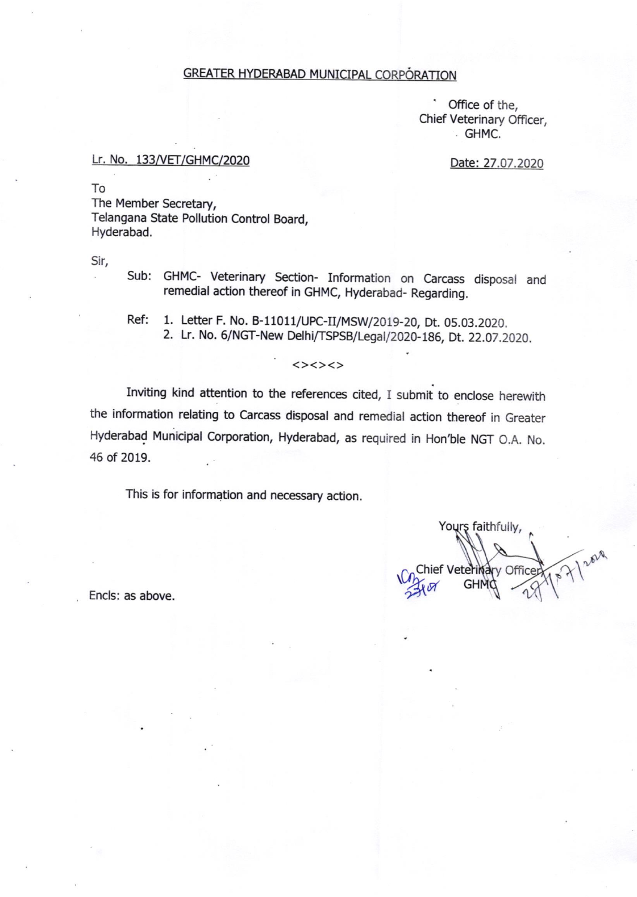# GREATER HYDERABAD MUNICIPAL CORPORATION

Office of the,
Chief Veterinary Officer,
GHMC.

Lr. No. 133/VET/GHMC/2020

Date: 27.07.2020

To
The Member Secretary,
Telangana State Pollution Control Board,
Hyderabad.

Sir,

Sub: GHMC- Veterinary Section- Information on Carcass disposal and remedial action thereof in GHMC, Hyderabad- Regarding.

Ref: 1. Letter F. No. B-11011/UPC-II/MSW/2019-20, Dt. 05.03.2020.
2. Lr. No. 6/NGT-New Delhi/TSPSB/Legal/2020-186, Dt. 22.07.2020.

<><><>

Inviting kind attention to the references cited, I submit to enclose herewith the information relating to Carcass disposal and remedial action thereof in Greater Hyderabad Municipal Corporation, Hyderabad, as required in Hon'ble NGT O.A. No. 46 of 2019.

This is for information and necessary action.

Yours faithfully,

Chief Veterinary Officer
GHMC
27/07/2020

Encls: as above.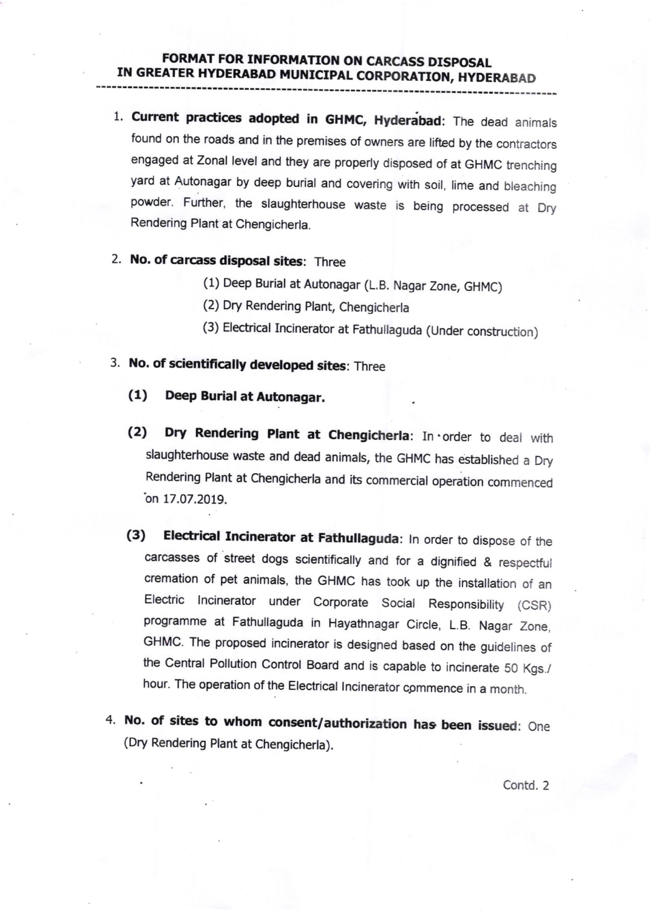# FORMAT FOR INFORMATION ON CARCASS DISPOSAL IN GREATER HYDERABAD MUNICIPAL CORPORATION, HYDERABAD

1. **Current practices adopted in GHMC, Hyderabad**: The dead animals found on the roads and in the premises of owners are lifted by the contractors engaged at Zonal level and they are properly disposed of at GHMC trenching yard at Autonagar by deep burial and covering with soil, lime and bleaching powder. Further, the slaughterhouse waste is being processed at Dry Rendering Plant at Chengicherla.

2. **No. of carcass disposal sites**: Three

   (1) Deep Burial at Autonagar (L.B. Nagar Zone, GHMC)

   (2) Dry Rendering Plant, Chengicherla

   (3) Electrical Incinerator at Fathullaguda (Under construction)

3. **No. of scientifically developed sites**: Three

   **(1) Deep Burial at Autonagar.**

   **(2) Dry Rendering Plant at Chengicherla**: In order to deal with slaughterhouse waste and dead animals, the GHMC has established a Dry Rendering Plant at Chengicherla and its commercial operation commenced on 17.07.2019.

   **(3) Electrical Incinerator at Fathullaguda**: In order to dispose of the carcasses of street dogs scientifically and for a dignified & respectful cremation of pet animals, the GHMC has took up the installation of an Electric Incinerator under Corporate Social Responsibility (CSR) programme at Fathullaguda in Hayathnagar Circle, L.B. Nagar Zone, GHMC. The proposed incinerator is designed based on the guidelines of the Central Pollution Control Board and is capable to incinerate 50 Kgs./ hour. The operation of the Electrical Incinerator commence in a month.

4. **No. of sites to whom consent/authorization has been issued**: One (Dry Rendering Plant at Chengicherla).

Contd. 2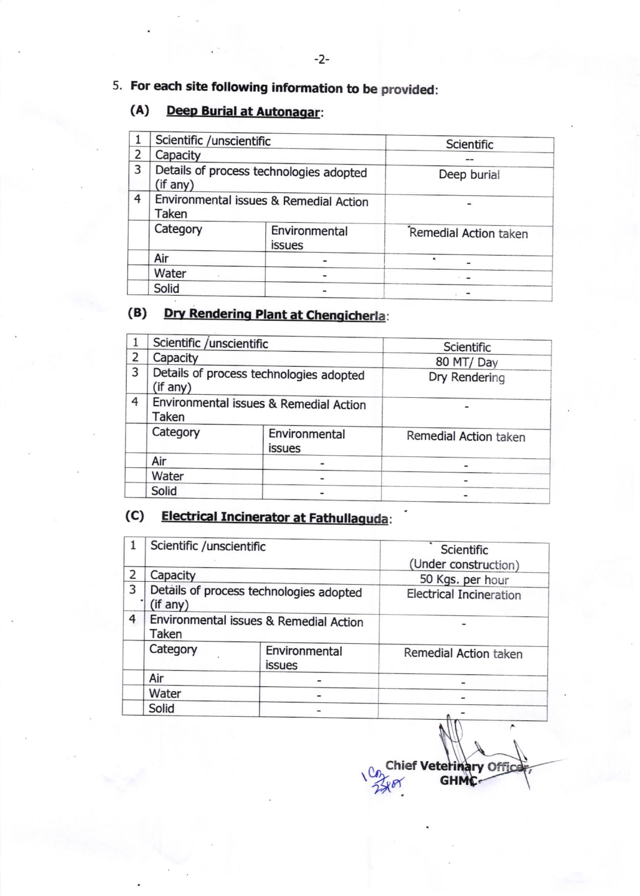5. **For each site following information to be provided:**

**(A) Deep Burial at Autonagar:**

| | | | |
|---|---|---|---|
| 1 | Scientific /unscientific | | Scientific |
| 2 | Capacity | | -- |
| 3 | Details of process technologies adopted (if any) | | Deep burial |
| 4 | Environmental issues & Remedial Action Taken | | - |
| | Category | Environmental issues | Remedial Action taken |
| | Air | - | - |
| | Water | - | - |
| | Solid | - | - |

**(B) Dry Rendering Plant at Chengicherla:**

| | | | |
|---|---|---|---|
| 1 | Scientific /unscientific | | Scientific |
| 2 | Capacity | | 80 MT/ Day |
| 3 | Details of process technologies adopted (if any) | | Dry Rendering |
| 4 | Environmental issues & Remedial Action Taken | | - |
| | Category | Environmental issues | Remedial Action taken |
| | Air | - | - |
| | Water | - | - |
| | Solid | - | - |

**(C) Electrical Incinerator at Fathullaguda:**

| | | | |
|---|---|---|---|
| 1 | Scientific /unscientific | | Scientific (Under construction) |
| 2 | Capacity | | 50 Kgs. per hour |
| 3 | Details of process technologies adopted (if any) | | Electrical Incineration |
| 4 | Environmental issues & Remedial Action Taken | | - |
| | Category | Environmental issues | Remedial Action taken |
| | Air | - | - |
| | Water | - | - |
| | Solid | - | - |

Chief Veterinary Officer,
GHMC